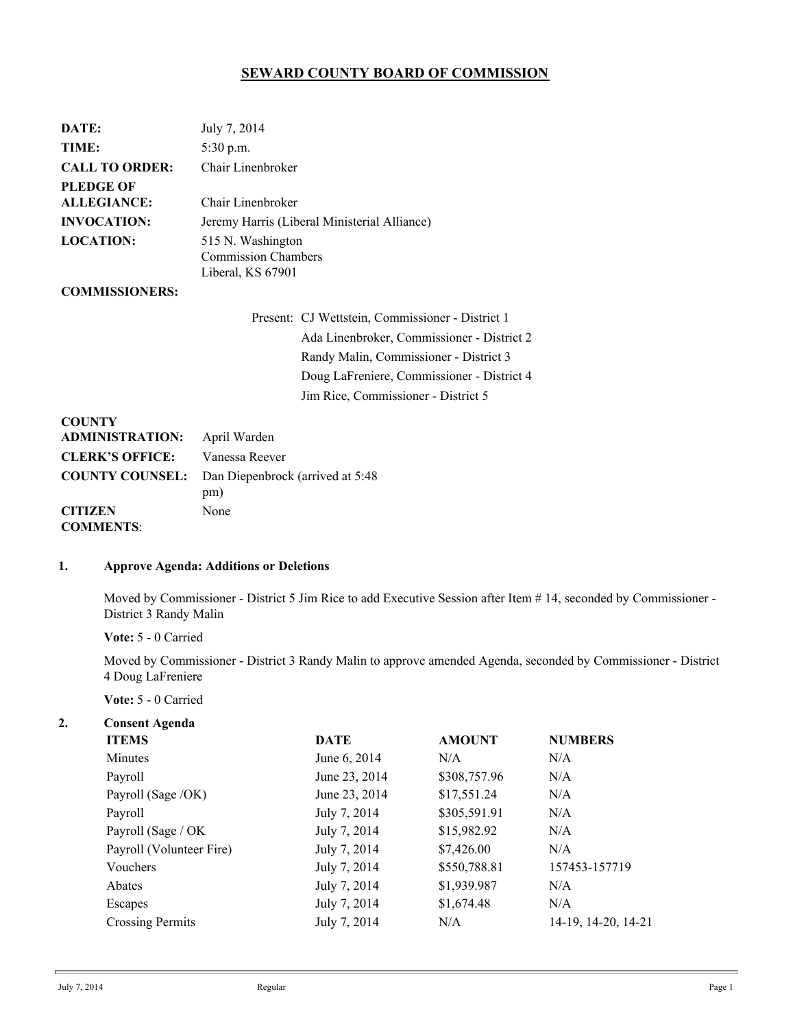# SEWARD COUNTY BOARD OF COMMISSION

| | |
|---|---|
| **DATE:** | July 7, 2014 |
| **TIME:** | 5:30 p.m. |
| **CALL TO ORDER:** | Chair Linenbroker |
| **PLEDGE OF ALLEGIANCE:** | Chair Linenbroker |
| **INVOCATION:** | Jeremy Harris (Liberal Ministerial Alliance) |
| **LOCATION:** | 515 N. Washington<br>Commission Chambers<br>Liberal, KS 67901 |

**COMMISSIONERS:**

Present: CJ Wettstein, Commissioner - District 1
Ada Linenbroker, Commissioner - District 2
Randy Malin, Commissioner - District 3
Doug LaFreniere, Commissioner - District 4
Jim Rice, Commissioner - District 5

| | |
|---|---|
| **COUNTY ADMINISTRATION:** | April Warden |
| **CLERK'S OFFICE:** | Vanessa Reever |
| **COUNTY COUNSEL:** | Dan Diepenbrock (arrived at 5:48 pm) |
| **CITIZEN COMMENTS**: | None |

## 1. Approve Agenda: Additions or Deletions

Moved by Commissioner - District 5 Jim Rice to add Executive Session after Item # 14, seconded by Commissioner - District 3 Randy Malin

**Vote:** 5 - 0 Carried

Moved by Commissioner - District 3 Randy Malin to approve amended Agenda, seconded by Commissioner - District 4 Doug LaFreniere

**Vote:** 5 - 0 Carried

## 2. Consent Agenda

| ITEMS | DATE | AMOUNT | NUMBERS |
|---|---|---|---|
| Minutes | June 6, 2014 | N/A | N/A |
| Payroll | June 23, 2014 | $308,757.96 | N/A |
| Payroll (Sage /OK) | June 23, 2014 | $17,551.24 | N/A |
| Payroll | July 7, 2014 | $305,591.91 | N/A |
| Payroll (Sage / OK | July 7, 2014 | $15,982.92 | N/A |
| Payroll (Volunteer Fire) | July 7, 2014 | $7,426.00 | N/A |
| Vouchers | July 7, 2014 | $550,788.81 | 157453-157719 |
| Abates | July 7, 2014 | $1,939.987 | N/A |
| Escapes | July 7, 2014 | $1,674.48 | N/A |
| Crossing Permits | July 7, 2014 | N/A | 14-19, 14-20, 14-21 |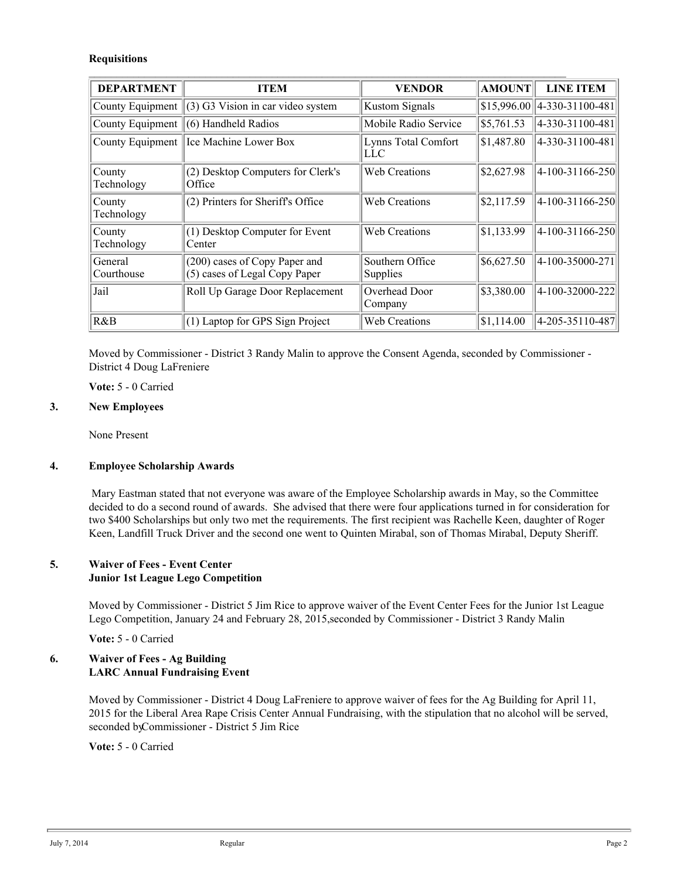**Requisitions**

| DEPARTMENT | ITEM | VENDOR | AMOUNT | LINE ITEM |
|---|---|---|---|---|
| County Equipment | (3) G3 Vision in car video system | Kustom Signals | $15,996.00 | 4-330-31100-481 |
| County Equipment | (6) Handheld Radios | Mobile Radio Service | $5,761.53 | 4-330-31100-481 |
| County Equipment | Ice Machine Lower Box | Lynns Total Comfort LLC | $1,487.80 | 4-330-31100-481 |
| County Technology | (2) Desktop Computers for Clerk's Office | Web Creations | $2,627.98 | 4-100-31166-250 |
| County Technology | (2) Printers for Sheriff's Office | Web Creations | $2,117.59 | 4-100-31166-250 |
| County Technology | (1) Desktop Computer for Event Center | Web Creations | $1,133.99 | 4-100-31166-250 |
| General Courthouse | (200) cases of Copy Paper and (5) cases of Legal Copy Paper | Southern Office Supplies | $6,627.50 | 4-100-35000-271 |
| Jail | Roll Up Garage Door Replacement | Overhead Door Company | $3,380.00 | 4-100-32000-222 |
| R&B | (1) Laptop for GPS Sign Project | Web Creations | $1,114.00 | 4-205-35110-487 |

Moved by Commissioner - District 3 Randy Malin to approve the Consent Agenda, seconded by Commissioner - District 4 Doug LaFreniere

**Vote:** 5 - 0 Carried

**3. New Employees**

None Present

**4. Employee Scholarship Awards**

Mary Eastman stated that not everyone was aware of the Employee Scholarship awards in May, so the Committee decided to do a second round of awards. She advised that there were four applications turned in for consideration for two $400 Scholarships but only two met the requirements. The first recipient was Rachelle Keen, daughter of Roger Keen, Landfill Truck Driver and the second one went to Quinten Mirabal, son of Thomas Mirabal, Deputy Sheriff.

**5. Waiver of Fees - Event Center**
**Junior 1st League Lego Competition**

Moved by Commissioner - District 5 Jim Rice to approve waiver of the Event Center Fees for the Junior 1st League Lego Competition, January 24 and February 28, 2015,seconded by Commissioner - District 3 Randy Malin

**Vote:** 5 - 0 Carried

**6. Waiver of Fees - Ag Building**
**LARC Annual Fundraising Event**

Moved by Commissioner - District 4 Doug LaFreniere to approve waiver of fees for the Ag Building for April 11, 2015 for the Liberal Area Rape Crisis Center Annual Fundraising, with the stipulation that no alcohol will be served, seconded byCommissioner - District 5 Jim Rice

**Vote:** 5 - 0 Carried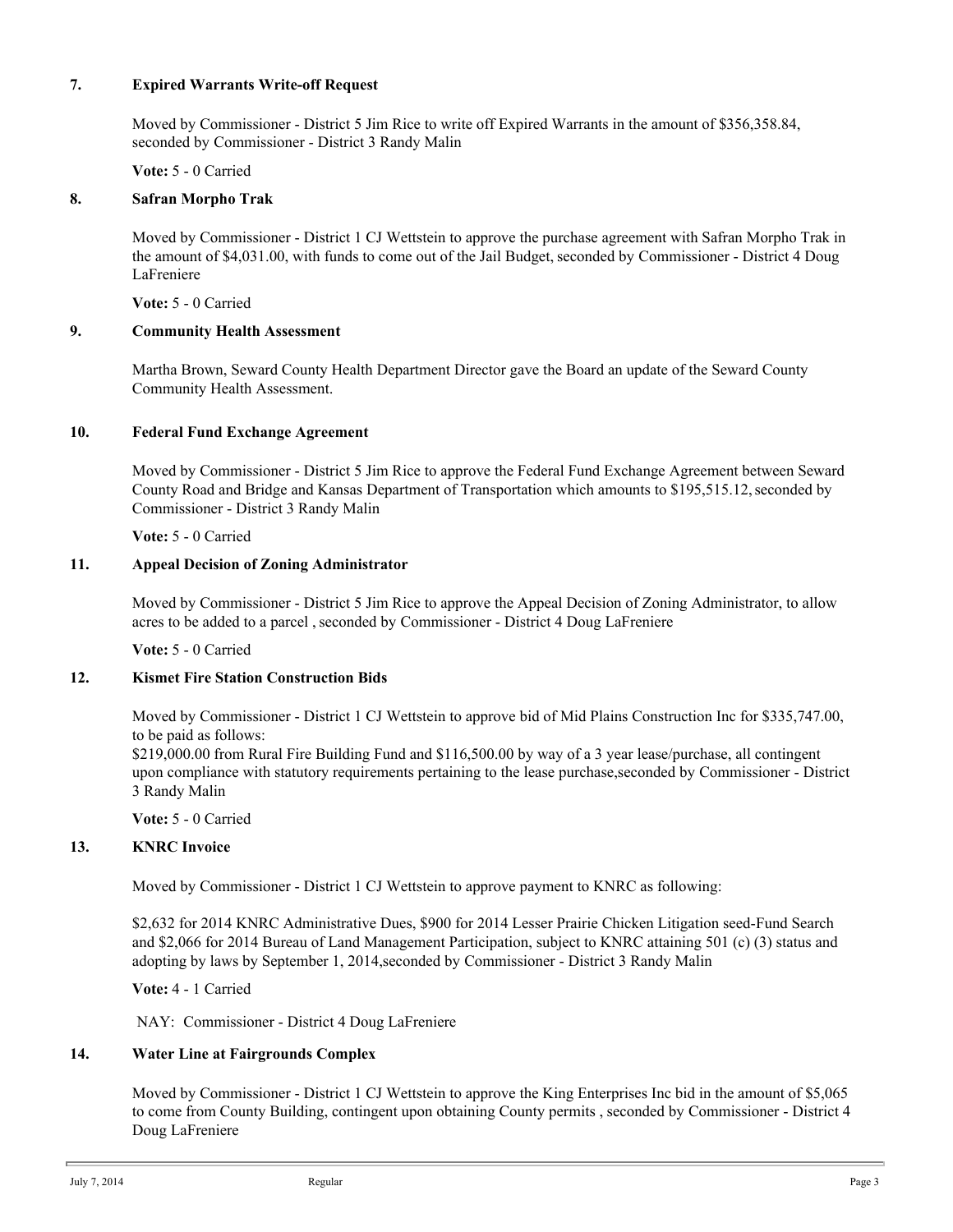## 7. Expired Warrants Write-off Request

Moved by Commissioner - District 5 Jim Rice to write off Expired Warrants in the amount of $356,358.84, seconded by Commissioner - District 3 Randy Malin

**Vote:** 5 - 0 Carried

## 8. Safran Morpho Trak

Moved by Commissioner - District 1 CJ Wettstein to approve the purchase agreement with Safran Morpho Trak in the amount of $4,031.00, with funds to come out of the Jail Budget, seconded by Commissioner - District 4 Doug LaFreniere

**Vote:** 5 - 0 Carried

## 9. Community Health Assessment

Martha Brown, Seward County Health Department Director gave the Board an update of the Seward County Community Health Assessment.

## 10. Federal Fund Exchange Agreement

Moved by Commissioner - District 5 Jim Rice to approve the Federal Fund Exchange Agreement between Seward County Road and Bridge and Kansas Department of Transportation which amounts to $195,515.12, seconded by Commissioner - District 3 Randy Malin

**Vote:** 5 - 0 Carried

## 11. Appeal Decision of Zoning Administrator

Moved by Commissioner - District 5 Jim Rice to approve the Appeal Decision of Zoning Administrator, to allow acres to be added to a parcel , seconded by Commissioner - District 4 Doug LaFreniere

**Vote:** 5 - 0 Carried

## 12. Kismet Fire Station Construction Bids

Moved by Commissioner - District 1 CJ Wettstein to approve bid of Mid Plains Construction Inc for $335,747.00, to be paid as follows:
$219,000.00 from Rural Fire Building Fund and $116,500.00 by way of a 3 year lease/purchase, all contingent upon compliance with statutory requirements pertaining to the lease purchase,seconded by Commissioner - District 3 Randy Malin

**Vote:** 5 - 0 Carried

## 13. KNRC Invoice

Moved by Commissioner - District 1 CJ Wettstein to approve payment to KNRC as following:

$2,632 for 2014 KNRC Administrative Dues, $900 for 2014 Lesser Prairie Chicken Litigation seed-Fund Search and $2,066 for 2014 Bureau of Land Management Participation, subject to KNRC attaining 501 (c) (3) status and adopting by laws by September 1, 2014,seconded by Commissioner - District 3 Randy Malin

**Vote:** 4 - 1 Carried

NAY: Commissioner - District 4 Doug LaFreniere

## 14. Water Line at Fairgrounds Complex

Moved by Commissioner - District 1 CJ Wettstein to approve the King Enterprises Inc bid in the amount of $5,065 to come from County Building, contingent upon obtaining County permits , seconded by Commissioner - District 4 Doug LaFreniere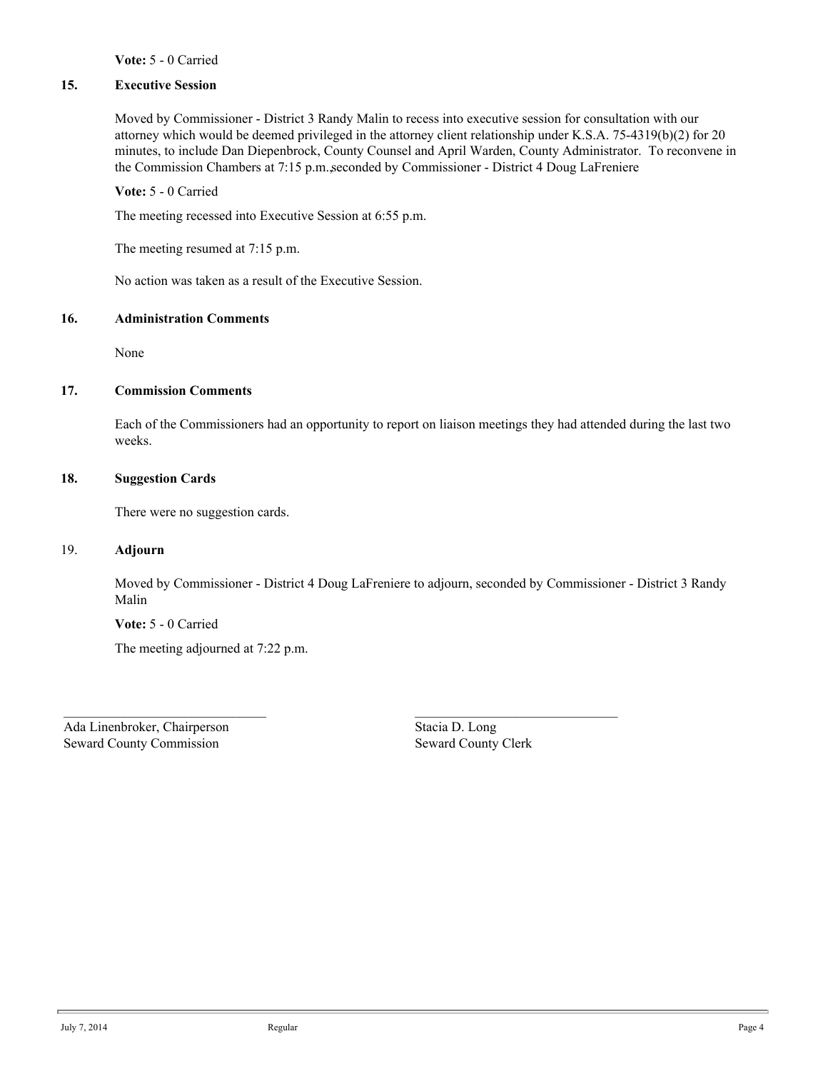**Vote:** 5 - 0 Carried

### 15. Executive Session

Moved by Commissioner - District 3 Randy Malin to recess into executive session for consultation with our attorney which would be deemed privileged in the attorney client relationship under K.S.A. 75-4319(b)(2) for 20 minutes, to include Dan Diepenbrock, County Counsel and April Warden, County Administrator. To reconvene in the Commission Chambers at 7:15 p.m., seconded by Commissioner - District 4 Doug LaFreniere

**Vote:** 5 - 0 Carried

The meeting recessed into Executive Session at 6:55 p.m.

The meeting resumed at 7:15 p.m.

No action was taken as a result of the Executive Session.

### 16. Administration Comments

None

### 17. Commission Comments

Each of the Commissioners had an opportunity to report on liaison meetings they had attended during the last two weeks.

### 18. Suggestion Cards

There were no suggestion cards.

### 19. Adjourn

Moved by Commissioner - District 4 Doug LaFreniere to adjourn, seconded by Commissioner - District 3 Randy Malin

**Vote:** 5 - 0 Carried

The meeting adjourned at 7:22 p.m.

_______________________________
Ada Linenbroker, Chairperson
Seward County Commission

_______________________________
Stacia D. Long
Seward County Clerk